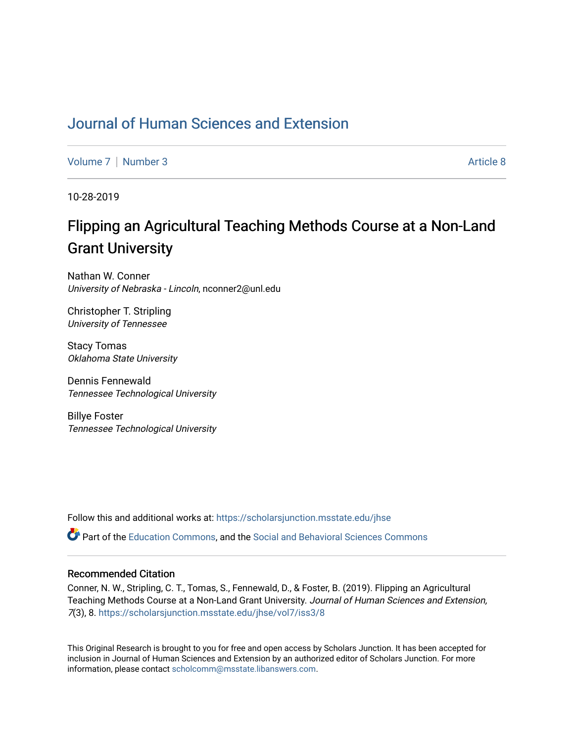# Journal of Human Sciences and Extension

Volume 7 | Number 3 Article 8

10-28-2019

## Flipping an Agricultural Teaching Methods Course at a Non-Land Grant University

Nathan W. Conner
*University of Nebraska - Lincoln*, nconner2@unl.edu

Christopher T. Stripling
*University of Tennessee*

Stacy Tomas
*Oklahoma State University*

Dennis Fennewald
*Tennessee Technological University*

Billye Foster
*Tennessee Technological University*

Follow this and additional works at: https://scholarsjunction.msstate.edu/jhse

Part of the Education Commons, and the Social and Behavioral Sciences Commons

### Recommended Citation

Conner, N. W., Stripling, C. T., Tomas, S., Fennewald, D., & Foster, B. (2019). Flipping an Agricultural Teaching Methods Course at a Non-Land Grant University. *Journal of Human Sciences and Extension, 7*(3), 8. https://scholarsjunction.msstate.edu/jhse/vol7/iss3/8

This Original Research is brought to you for free and open access by Scholars Junction. It has been accepted for inclusion in Journal of Human Sciences and Extension by an authorized editor of Scholars Junction. For more information, please contact scholcomm@msstate.libanswers.com.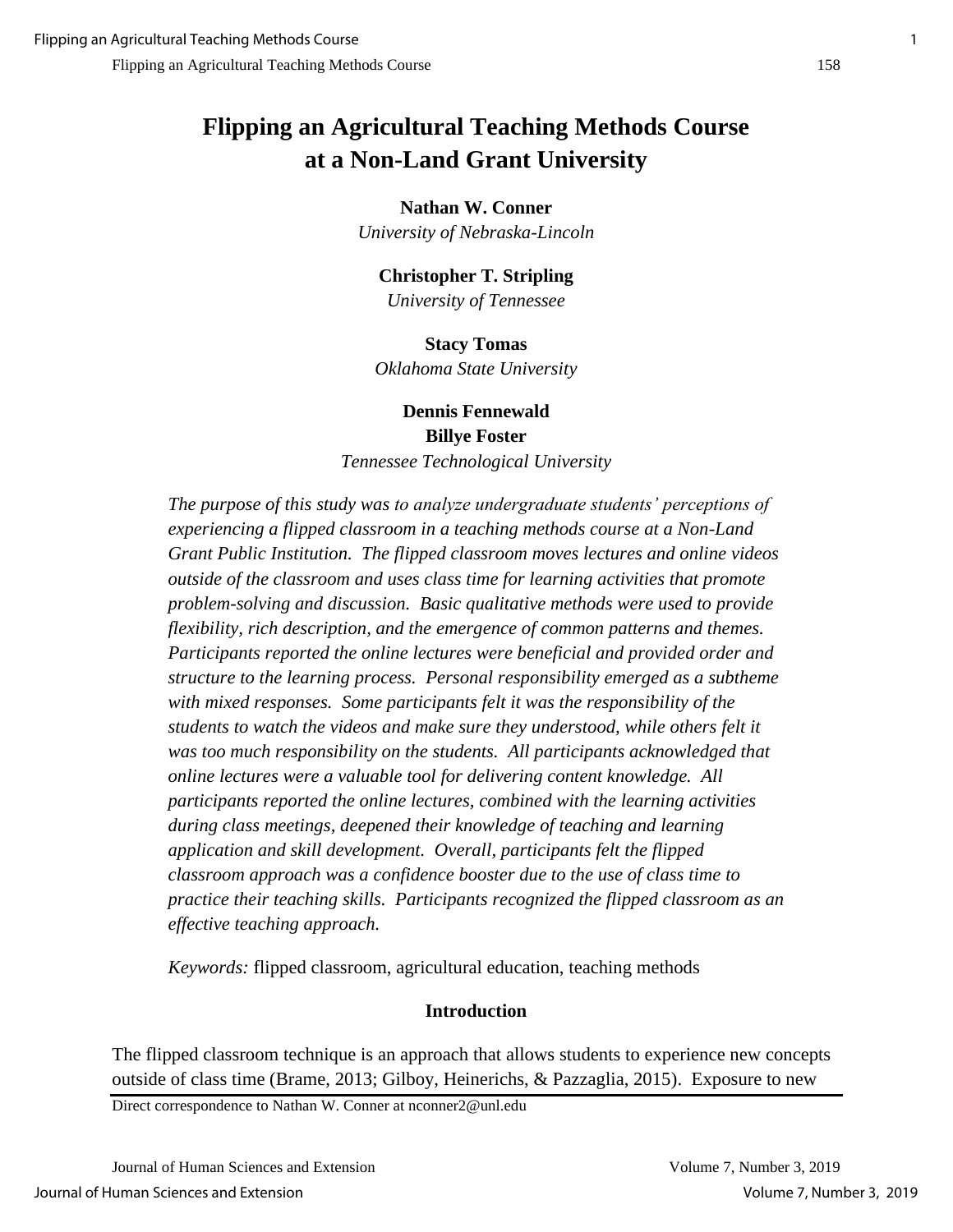# Flipping an Agricultural Teaching Methods Course at a Non-Land Grant University

**Nathan W. Conner**
*University of Nebraska-Lincoln*

**Christopher T. Stripling**
*University of Tennessee*

**Stacy Tomas**
*Oklahoma State University*

**Dennis Fennewald**
**Billye Foster**
*Tennessee Technological University*

*The purpose of this study was to analyze undergraduate students' perceptions of experiencing a flipped classroom in a teaching methods course at a Non-Land Grant Public Institution. The flipped classroom moves lectures and online videos outside of the classroom and uses class time for learning activities that promote problem-solving and discussion. Basic qualitative methods were used to provide flexibility, rich description, and the emergence of common patterns and themes. Participants reported the online lectures were beneficial and provided order and structure to the learning process. Personal responsibility emerged as a subtheme with mixed responses. Some participants felt it was the responsibility of the students to watch the videos and make sure they understood, while others felt it was too much responsibility on the students. All participants acknowledged that online lectures were a valuable tool for delivering content knowledge. All participants reported the online lectures, combined with the learning activities during class meetings, deepened their knowledge of teaching and learning application and skill development. Overall, participants felt the flipped classroom approach was a confidence booster due to the use of class time to practice their teaching skills. Participants recognized the flipped classroom as an effective teaching approach.*

*Keywords:* flipped classroom, agricultural education, teaching methods

## Introduction

The flipped classroom technique is an approach that allows students to experience new concepts outside of class time (Brame, 2013; Gilboy, Heinerichs, & Pazzaglia, 2015). Exposure to new

Direct correspondence to Nathan W. Conner at nconner2@unl.edu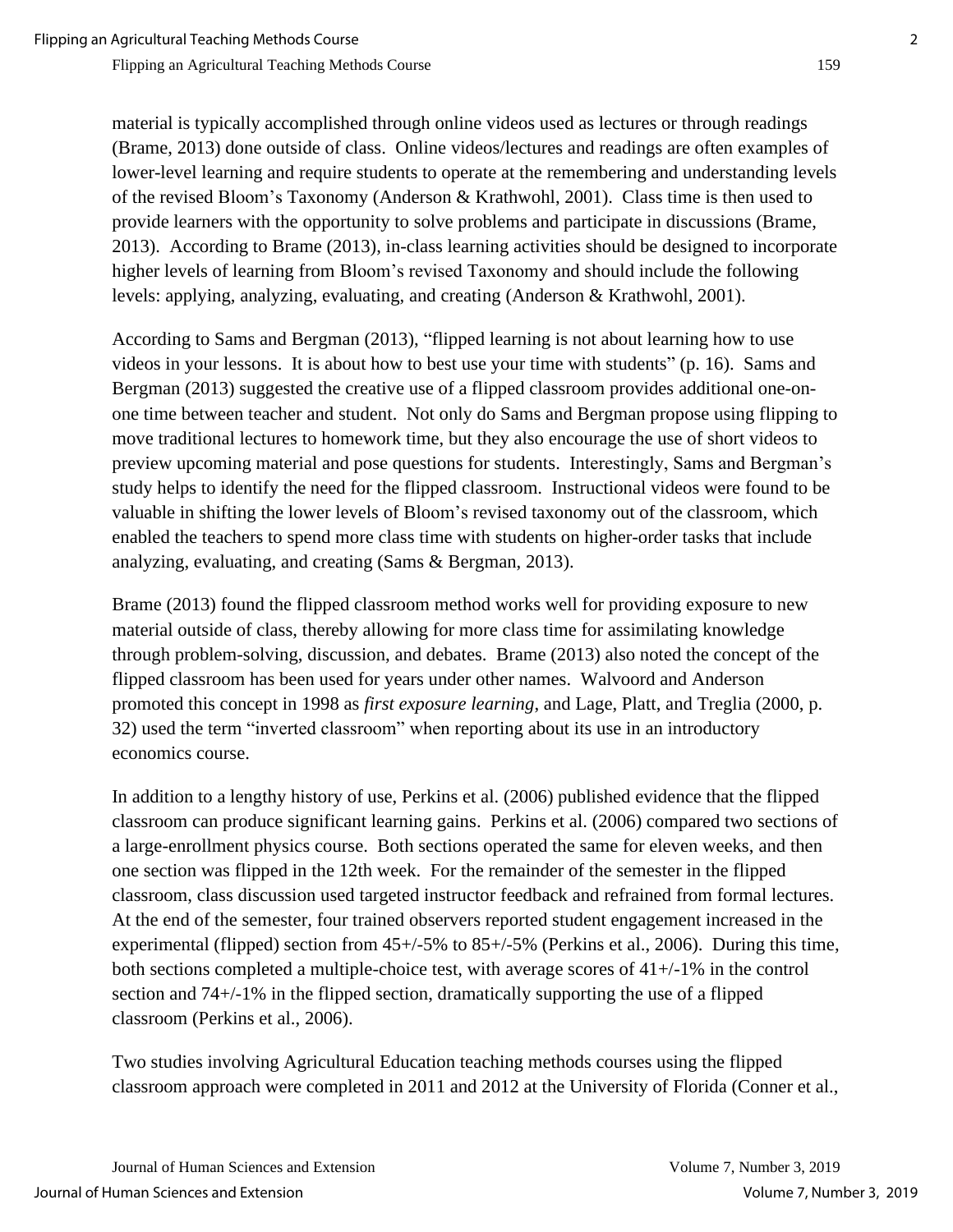material is typically accomplished through online videos used as lectures or through readings (Brame, 2013) done outside of class. Online videos/lectures and readings are often examples of lower-level learning and require students to operate at the remembering and understanding levels of the revised Bloom's Taxonomy (Anderson & Krathwohl, 2001). Class time is then used to provide learners with the opportunity to solve problems and participate in discussions (Brame, 2013). According to Brame (2013), in-class learning activities should be designed to incorporate higher levels of learning from Bloom's revised Taxonomy and should include the following levels: applying, analyzing, evaluating, and creating (Anderson & Krathwohl, 2001).

According to Sams and Bergman (2013), "flipped learning is not about learning how to use videos in your lessons. It is about how to best use your time with students" (p. 16). Sams and Bergman (2013) suggested the creative use of a flipped classroom provides additional one-on-one time between teacher and student. Not only do Sams and Bergman propose using flipping to move traditional lectures to homework time, but they also encourage the use of short videos to preview upcoming material and pose questions for students. Interestingly, Sams and Bergman's study helps to identify the need for the flipped classroom. Instructional videos were found to be valuable in shifting the lower levels of Bloom's revised taxonomy out of the classroom, which enabled the teachers to spend more class time with students on higher-order tasks that include analyzing, evaluating, and creating (Sams & Bergman, 2013).

Brame (2013) found the flipped classroom method works well for providing exposure to new material outside of class, thereby allowing for more class time for assimilating knowledge through problem-solving, discussion, and debates. Brame (2013) also noted the concept of the flipped classroom has been used for years under other names. Walvoord and Anderson promoted this concept in 1998 as *first exposure learning*, and Lage, Platt, and Treglia (2000, p. 32) used the term "inverted classroom" when reporting about its use in an introductory economics course.

In addition to a lengthy history of use, Perkins et al. (2006) published evidence that the flipped classroom can produce significant learning gains. Perkins et al. (2006) compared two sections of a large-enrollment physics course. Both sections operated the same for eleven weeks, and then one section was flipped in the 12th week. For the remainder of the semester in the flipped classroom, class discussion used targeted instructor feedback and refrained from formal lectures. At the end of the semester, four trained observers reported student engagement increased in the experimental (flipped) section from 45+/-5% to 85+/-5% (Perkins et al., 2006). During this time, both sections completed a multiple-choice test, with average scores of 41+/-1% in the control section and 74+/-1% in the flipped section, dramatically supporting the use of a flipped classroom (Perkins et al., 2006).

Two studies involving Agricultural Education teaching methods courses using the flipped classroom approach were completed in 2011 and 2012 at the University of Florida (Conner et al.,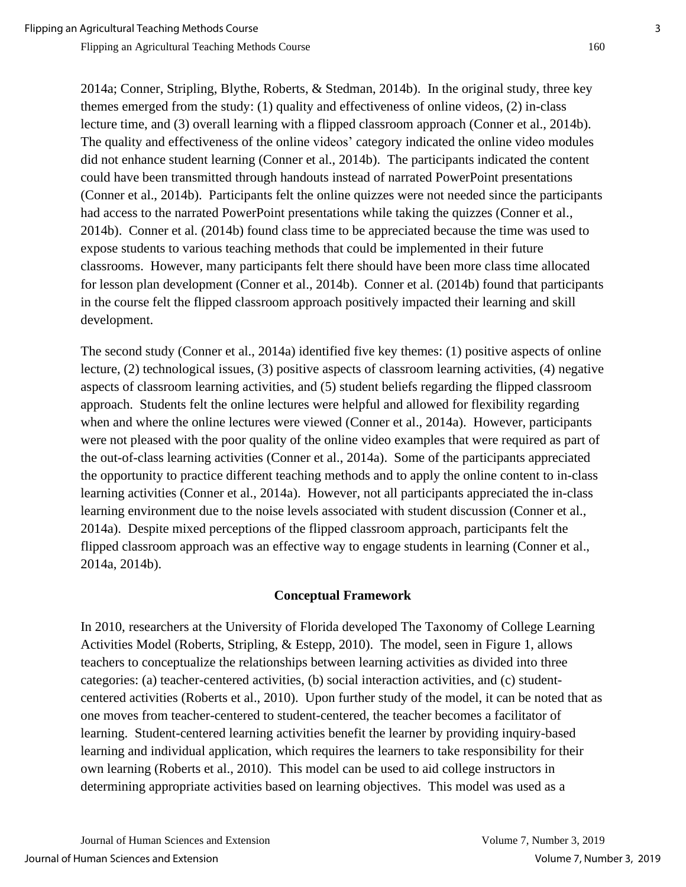2014a; Conner, Stripling, Blythe, Roberts, & Stedman, 2014b). In the original study, three key themes emerged from the study: (1) quality and effectiveness of online videos, (2) in-class lecture time, and (3) overall learning with a flipped classroom approach (Conner et al., 2014b). The quality and effectiveness of the online videos' category indicated the online video modules did not enhance student learning (Conner et al., 2014b). The participants indicated the content could have been transmitted through handouts instead of narrated PowerPoint presentations (Conner et al., 2014b). Participants felt the online quizzes were not needed since the participants had access to the narrated PowerPoint presentations while taking the quizzes (Conner et al., 2014b). Conner et al. (2014b) found class time to be appreciated because the time was used to expose students to various teaching methods that could be implemented in their future classrooms. However, many participants felt there should have been more class time allocated for lesson plan development (Conner et al., 2014b). Conner et al. (2014b) found that participants in the course felt the flipped classroom approach positively impacted their learning and skill development.

The second study (Conner et al., 2014a) identified five key themes: (1) positive aspects of online lecture, (2) technological issues, (3) positive aspects of classroom learning activities, (4) negative aspects of classroom learning activities, and (5) student beliefs regarding the flipped classroom approach. Students felt the online lectures were helpful and allowed for flexibility regarding when and where the online lectures were viewed (Conner et al., 2014a). However, participants were not pleased with the poor quality of the online video examples that were required as part of the out-of-class learning activities (Conner et al., 2014a). Some of the participants appreciated the opportunity to practice different teaching methods and to apply the online content to in-class learning activities (Conner et al., 2014a). However, not all participants appreciated the in-class learning environment due to the noise levels associated with student discussion (Conner et al., 2014a). Despite mixed perceptions of the flipped classroom approach, participants felt the flipped classroom approach was an effective way to engage students in learning (Conner et al., 2014a, 2014b).

## Conceptual Framework

In 2010, researchers at the University of Florida developed The Taxonomy of College Learning Activities Model (Roberts, Stripling, & Estepp, 2010). The model, seen in Figure 1, allows teachers to conceptualize the relationships between learning activities as divided into three categories: (a) teacher-centered activities, (b) social interaction activities, and (c) student-centered activities (Roberts et al., 2010). Upon further study of the model, it can be noted that as one moves from teacher-centered to student-centered, the teacher becomes a facilitator of learning. Student-centered learning activities benefit the learner by providing inquiry-based learning and individual application, which requires the learners to take responsibility for their own learning (Roberts et al., 2010). This model can be used to aid college instructors in determining appropriate activities based on learning objectives. This model was used as a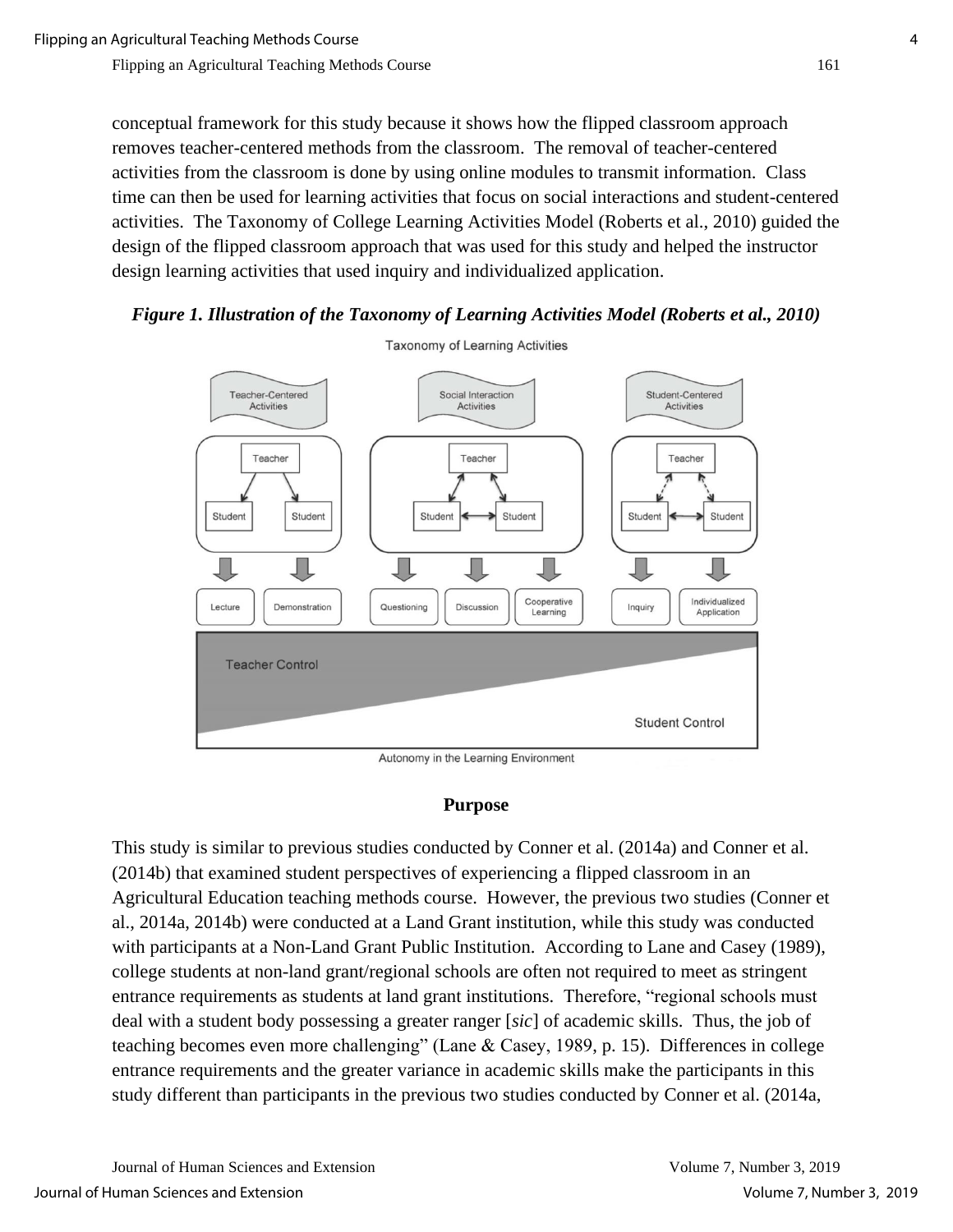conceptual framework for this study because it shows how the flipped classroom approach removes teacher-centered methods from the classroom. The removal of teacher-centered activities from the classroom is done by using online modules to transmit information. Class time can then be used for learning activities that focus on social interactions and student-centered activities. The Taxonomy of College Learning Activities Model (Roberts et al., 2010) guided the design of the flipped classroom approach that was used for this study and helped the instructor design learning activities that used inquiry and individualized application.

***Figure 1. Illustration of the Taxonomy of Learning Activities Model (Roberts et al., 2010)***

## Purpose

This study is similar to previous studies conducted by Conner et al. (2014a) and Conner et al. (2014b) that examined student perspectives of experiencing a flipped classroom in an Agricultural Education teaching methods course. However, the previous two studies (Conner et al., 2014a, 2014b) were conducted at a Land Grant institution, while this study was conducted with participants at a Non-Land Grant Public Institution. According to Lane and Casey (1989), college students at non-land grant/regional schools are often not required to meet as stringent entrance requirements as students at land grant institutions. Therefore, "regional schools must deal with a student body possessing a greater ranger [*sic*] of academic skills. Thus, the job of teaching becomes even more challenging" (Lane & Casey, 1989, p. 15). Differences in college entrance requirements and the greater variance in academic skills make the participants in this study different than participants in the previous two studies conducted by Conner et al. (2014a,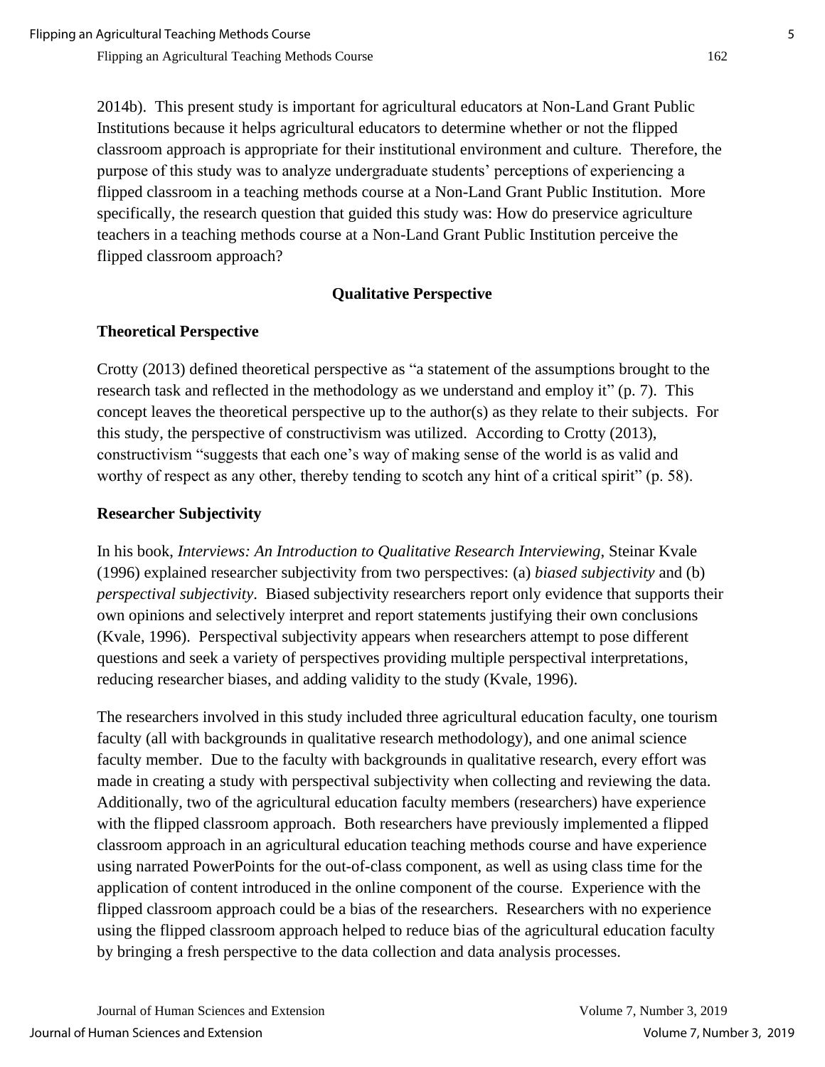2014b). This present study is important for agricultural educators at Non-Land Grant Public Institutions because it helps agricultural educators to determine whether or not the flipped classroom approach is appropriate for their institutional environment and culture. Therefore, the purpose of this study was to analyze undergraduate students' perceptions of experiencing a flipped classroom in a teaching methods course at a Non-Land Grant Public Institution. More specifically, the research question that guided this study was: How do preservice agriculture teachers in a teaching methods course at a Non-Land Grant Public Institution perceive the flipped classroom approach?

## Qualitative Perspective

### Theoretical Perspective

Crotty (2013) defined theoretical perspective as "a statement of the assumptions brought to the research task and reflected in the methodology as we understand and employ it" (p. 7). This concept leaves the theoretical perspective up to the author(s) as they relate to their subjects. For this study, the perspective of constructivism was utilized. According to Crotty (2013), constructivism "suggests that each one's way of making sense of the world is as valid and worthy of respect as any other, thereby tending to scotch any hint of a critical spirit" (p. 58).

### Researcher Subjectivity

In his book, *Interviews: An Introduction to Qualitative Research Interviewing*, Steinar Kvale (1996) explained researcher subjectivity from two perspectives: (a) *biased subjectivity* and (b) *perspectival subjectivity*. Biased subjectivity researchers report only evidence that supports their own opinions and selectively interpret and report statements justifying their own conclusions (Kvale, 1996). Perspectival subjectivity appears when researchers attempt to pose different questions and seek a variety of perspectives providing multiple perspectival interpretations, reducing researcher biases, and adding validity to the study (Kvale, 1996).

The researchers involved in this study included three agricultural education faculty, one tourism faculty (all with backgrounds in qualitative research methodology), and one animal science faculty member. Due to the faculty with backgrounds in qualitative research, every effort was made in creating a study with perspectival subjectivity when collecting and reviewing the data. Additionally, two of the agricultural education faculty members (researchers) have experience with the flipped classroom approach. Both researchers have previously implemented a flipped classroom approach in an agricultural education teaching methods course and have experience using narrated PowerPoints for the out-of-class component, as well as using class time for the application of content introduced in the online component of the course. Experience with the flipped classroom approach could be a bias of the researchers. Researchers with no experience using the flipped classroom approach helped to reduce bias of the agricultural education faculty by bringing a fresh perspective to the data collection and data analysis processes.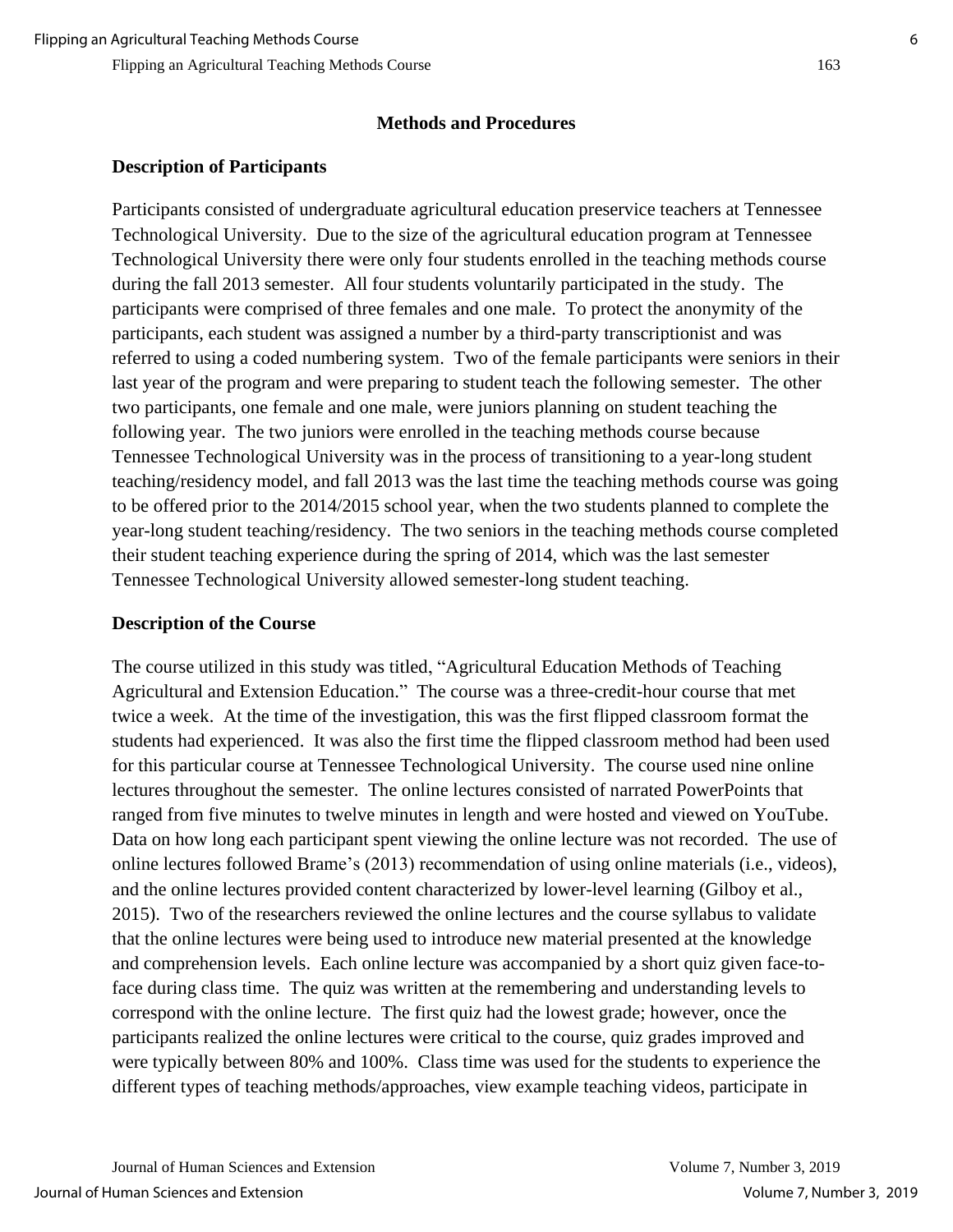## Methods and Procedures

### Description of Participants

Participants consisted of undergraduate agricultural education preservice teachers at Tennessee Technological University. Due to the size of the agricultural education program at Tennessee Technological University there were only four students enrolled in the teaching methods course during the fall 2013 semester. All four students voluntarily participated in the study. The participants were comprised of three females and one male. To protect the anonymity of the participants, each student was assigned a number by a third-party transcriptionist and was referred to using a coded numbering system. Two of the female participants were seniors in their last year of the program and were preparing to student teach the following semester. The other two participants, one female and one male, were juniors planning on student teaching the following year. The two juniors were enrolled in the teaching methods course because Tennessee Technological University was in the process of transitioning to a year-long student teaching/residency model, and fall 2013 was the last time the teaching methods course was going to be offered prior to the 2014/2015 school year, when the two students planned to complete the year-long student teaching/residency. The two seniors in the teaching methods course completed their student teaching experience during the spring of 2014, which was the last semester Tennessee Technological University allowed semester-long student teaching.

### Description of the Course

The course utilized in this study was titled, "Agricultural Education Methods of Teaching Agricultural and Extension Education." The course was a three-credit-hour course that met twice a week. At the time of the investigation, this was the first flipped classroom format the students had experienced. It was also the first time the flipped classroom method had been used for this particular course at Tennessee Technological University. The course used nine online lectures throughout the semester. The online lectures consisted of narrated PowerPoints that ranged from five minutes to twelve minutes in length and were hosted and viewed on YouTube. Data on how long each participant spent viewing the online lecture was not recorded. The use of online lectures followed Brame's (2013) recommendation of using online materials (i.e., videos), and the online lectures provided content characterized by lower-level learning (Gilboy et al., 2015). Two of the researchers reviewed the online lectures and the course syllabus to validate that the online lectures were being used to introduce new material presented at the knowledge and comprehension levels. Each online lecture was accompanied by a short quiz given face-to-face during class time. The quiz was written at the remembering and understanding levels to correspond with the online lecture. The first quiz had the lowest grade; however, once the participants realized the online lectures were critical to the course, quiz grades improved and were typically between 80% and 100%. Class time was used for the students to experience the different types of teaching methods/approaches, view example teaching videos, participate in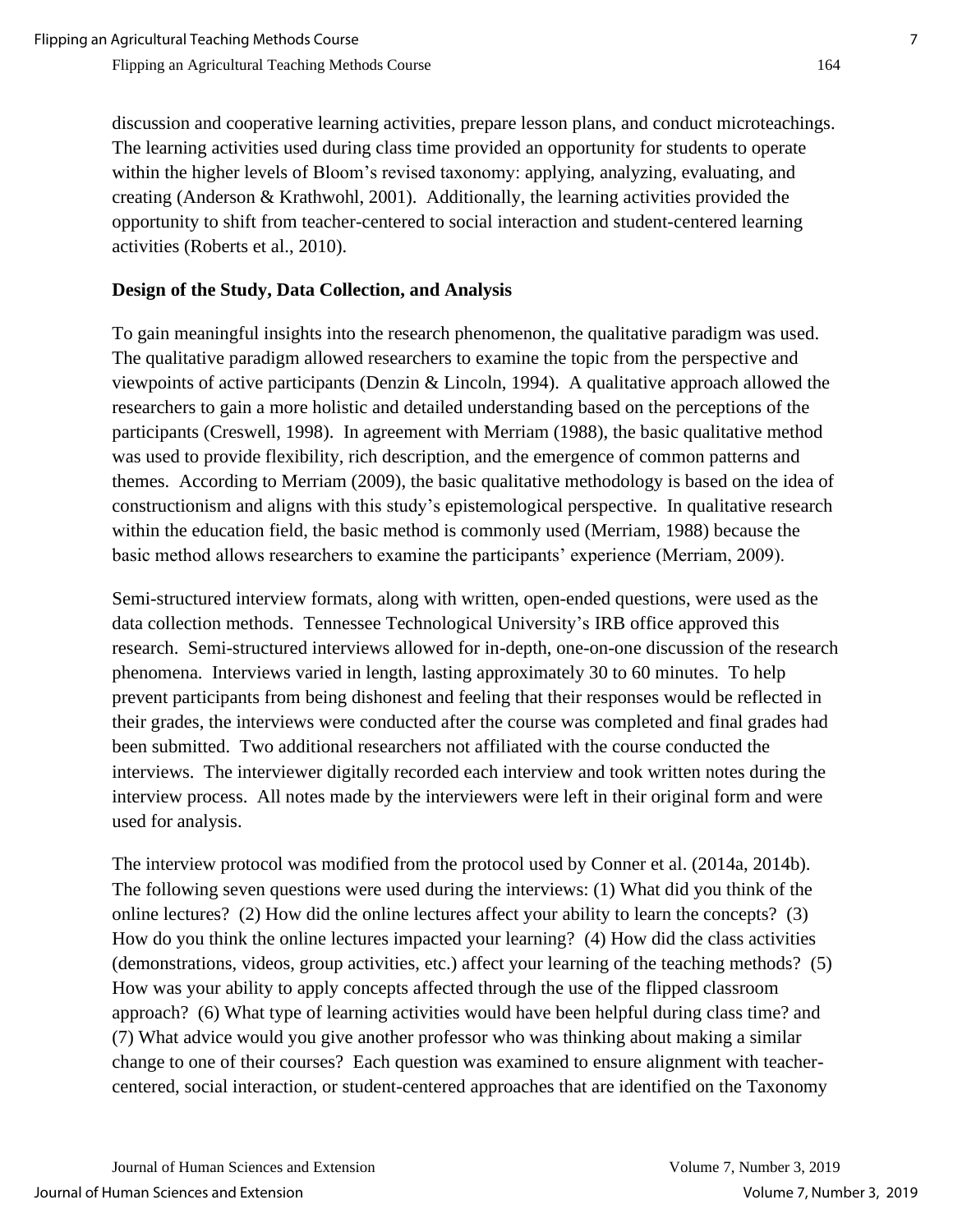discussion and cooperative learning activities, prepare lesson plans, and conduct microteachings. The learning activities used during class time provided an opportunity for students to operate within the higher levels of Bloom's revised taxonomy: applying, analyzing, evaluating, and creating (Anderson & Krathwohl, 2001). Additionally, the learning activities provided the opportunity to shift from teacher-centered to social interaction and student-centered learning activities (Roberts et al., 2010).

**Design of the Study, Data Collection, and Analysis**

To gain meaningful insights into the research phenomenon, the qualitative paradigm was used. The qualitative paradigm allowed researchers to examine the topic from the perspective and viewpoints of active participants (Denzin & Lincoln, 1994). A qualitative approach allowed the researchers to gain a more holistic and detailed understanding based on the perceptions of the participants (Creswell, 1998). In agreement with Merriam (1988), the basic qualitative method was used to provide flexibility, rich description, and the emergence of common patterns and themes. According to Merriam (2009), the basic qualitative methodology is based on the idea of constructionism and aligns with this study's epistemological perspective. In qualitative research within the education field, the basic method is commonly used (Merriam, 1988) because the basic method allows researchers to examine the participants' experience (Merriam, 2009).

Semi-structured interview formats, along with written, open-ended questions, were used as the data collection methods. Tennessee Technological University's IRB office approved this research. Semi-structured interviews allowed for in-depth, one-on-one discussion of the research phenomena. Interviews varied in length, lasting approximately 30 to 60 minutes. To help prevent participants from being dishonest and feeling that their responses would be reflected in their grades, the interviews were conducted after the course was completed and final grades had been submitted. Two additional researchers not affiliated with the course conducted the interviews. The interviewer digitally recorded each interview and took written notes during the interview process. All notes made by the interviewers were left in their original form and were used for analysis.

The interview protocol was modified from the protocol used by Conner et al. (2014a, 2014b). The following seven questions were used during the interviews: (1) What did you think of the online lectures? (2) How did the online lectures affect your ability to learn the concepts? (3) How do you think the online lectures impacted your learning? (4) How did the class activities (demonstrations, videos, group activities, etc.) affect your learning of the teaching methods? (5) How was your ability to apply concepts affected through the use of the flipped classroom approach? (6) What type of learning activities would have been helpful during class time? and (7) What advice would you give another professor who was thinking about making a similar change to one of their courses? Each question was examined to ensure alignment with teacher-centered, social interaction, or student-centered approaches that are identified on the Taxonomy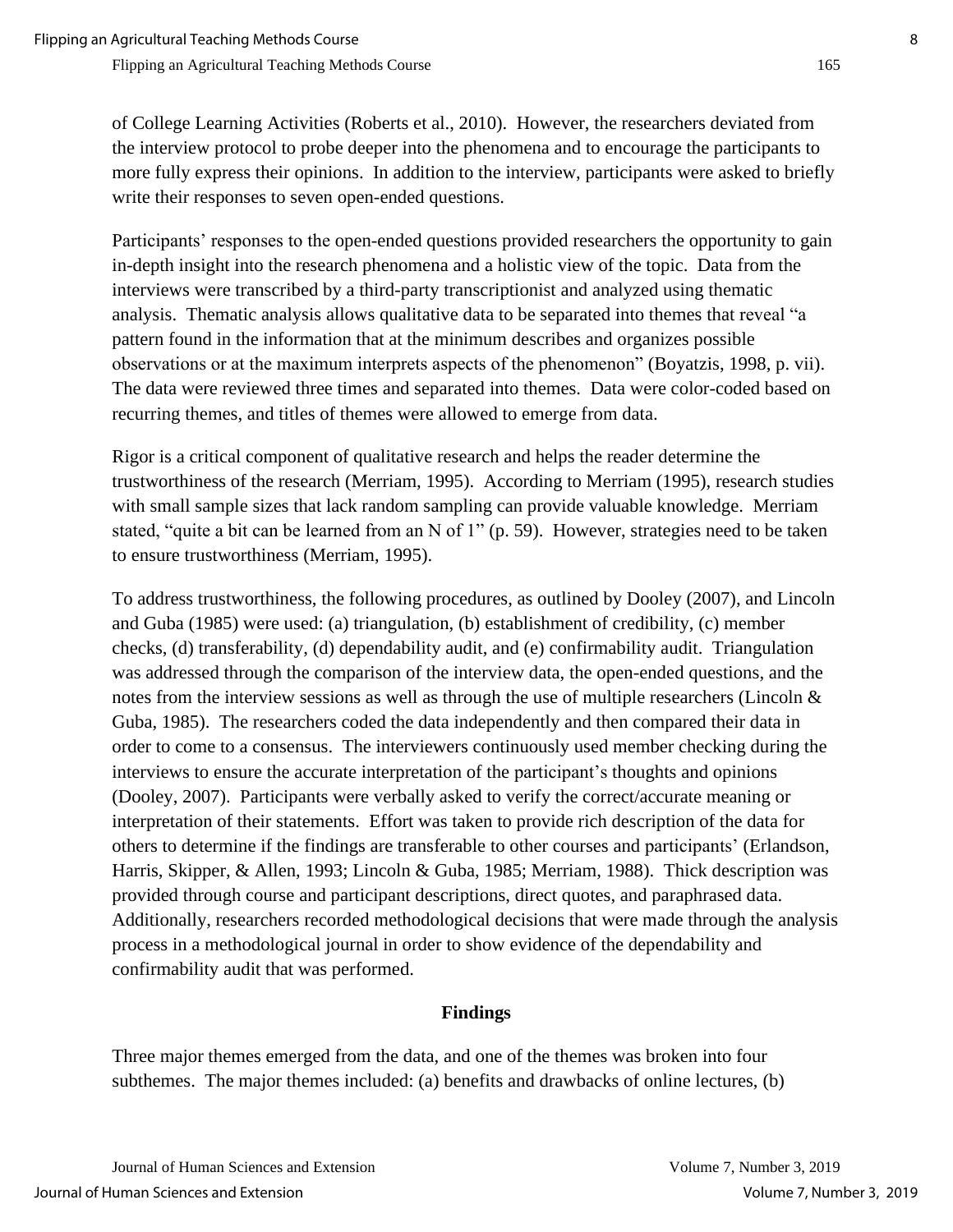of College Learning Activities (Roberts et al., 2010). However, the researchers deviated from the interview protocol to probe deeper into the phenomena and to encourage the participants to more fully express their opinions. In addition to the interview, participants were asked to briefly write their responses to seven open-ended questions.

Participants' responses to the open-ended questions provided researchers the opportunity to gain in-depth insight into the research phenomena and a holistic view of the topic. Data from the interviews were transcribed by a third-party transcriptionist and analyzed using thematic analysis. Thematic analysis allows qualitative data to be separated into themes that reveal "a pattern found in the information that at the minimum describes and organizes possible observations or at the maximum interprets aspects of the phenomenon" (Boyatzis, 1998, p. vii). The data were reviewed three times and separated into themes. Data were color-coded based on recurring themes, and titles of themes were allowed to emerge from data.

Rigor is a critical component of qualitative research and helps the reader determine the trustworthiness of the research (Merriam, 1995). According to Merriam (1995), research studies with small sample sizes that lack random sampling can provide valuable knowledge. Merriam stated, "quite a bit can be learned from an N of 1" (p. 59). However, strategies need to be taken to ensure trustworthiness (Merriam, 1995).

To address trustworthiness, the following procedures, as outlined by Dooley (2007), and Lincoln and Guba (1985) were used: (a) triangulation, (b) establishment of credibility, (c) member checks, (d) transferability, (d) dependability audit, and (e) confirmability audit. Triangulation was addressed through the comparison of the interview data, the open-ended questions, and the notes from the interview sessions as well as through the use of multiple researchers (Lincoln & Guba, 1985). The researchers coded the data independently and then compared their data in order to come to a consensus. The interviewers continuously used member checking during the interviews to ensure the accurate interpretation of the participant's thoughts and opinions (Dooley, 2007). Participants were verbally asked to verify the correct/accurate meaning or interpretation of their statements. Effort was taken to provide rich description of the data for others to determine if the findings are transferable to other courses and participants' (Erlandson, Harris, Skipper, & Allen, 1993; Lincoln & Guba, 1985; Merriam, 1988). Thick description was provided through course and participant descriptions, direct quotes, and paraphrased data. Additionally, researchers recorded methodological decisions that were made through the analysis process in a methodological journal in order to show evidence of the dependability and confirmability audit that was performed.

## Findings

Three major themes emerged from the data, and one of the themes was broken into four subthemes. The major themes included: (a) benefits and drawbacks of online lectures, (b)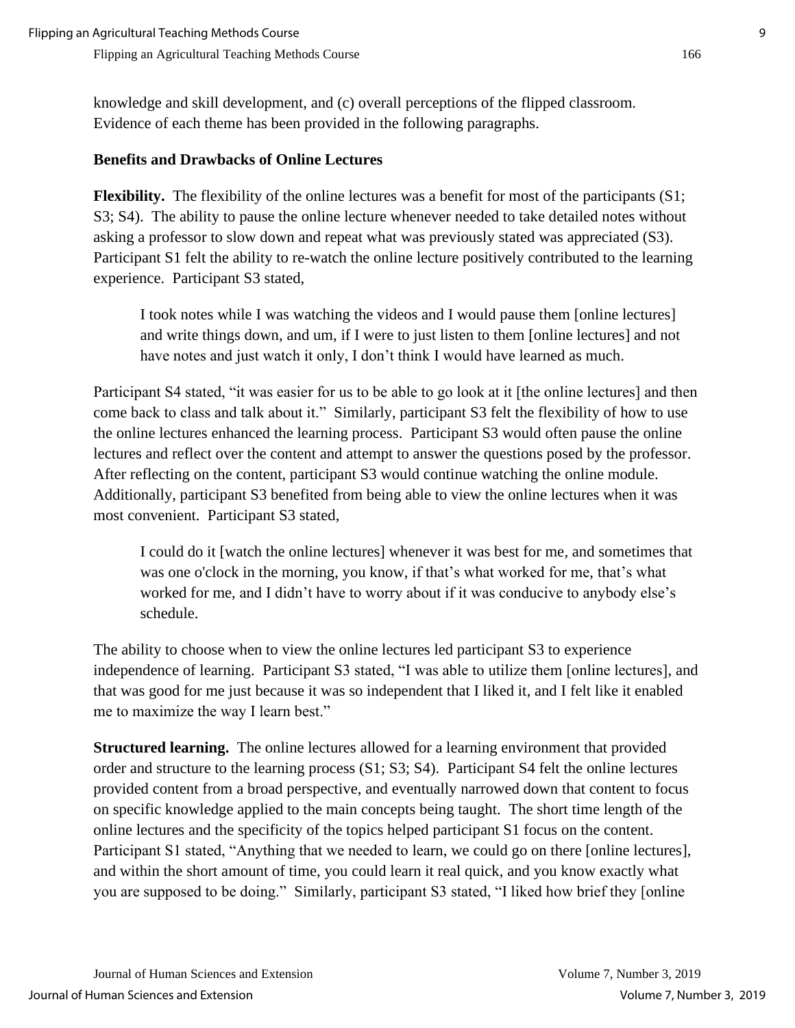knowledge and skill development, and (c) overall perceptions of the flipped classroom. Evidence of each theme has been provided in the following paragraphs.

### Benefits and Drawbacks of Online Lectures

**Flexibility.** The flexibility of the online lectures was a benefit for most of the participants (S1; S3; S4). The ability to pause the online lecture whenever needed to take detailed notes without asking a professor to slow down and repeat what was previously stated was appreciated (S3). Participant S1 felt the ability to re-watch the online lecture positively contributed to the learning experience. Participant S3 stated,

> I took notes while I was watching the videos and I would pause them [online lectures] and write things down, and um, if I were to just listen to them [online lectures] and not have notes and just watch it only, I don't think I would have learned as much.

Participant S4 stated, "it was easier for us to be able to go look at it [the online lectures] and then come back to class and talk about it." Similarly, participant S3 felt the flexibility of how to use the online lectures enhanced the learning process. Participant S3 would often pause the online lectures and reflect over the content and attempt to answer the questions posed by the professor. After reflecting on the content, participant S3 would continue watching the online module. Additionally, participant S3 benefited from being able to view the online lectures when it was most convenient. Participant S3 stated,

> I could do it [watch the online lectures] whenever it was best for me, and sometimes that was one o'clock in the morning, you know, if that's what worked for me, that's what worked for me, and I didn't have to worry about if it was conducive to anybody else's schedule.

The ability to choose when to view the online lectures led participant S3 to experience independence of learning. Participant S3 stated, "I was able to utilize them [online lectures], and that was good for me just because it was so independent that I liked it, and I felt like it enabled me to maximize the way I learn best."

**Structured learning.** The online lectures allowed for a learning environment that provided order and structure to the learning process (S1; S3; S4). Participant S4 felt the online lectures provided content from a broad perspective, and eventually narrowed down that content to focus on specific knowledge applied to the main concepts being taught. The short time length of the online lectures and the specificity of the topics helped participant S1 focus on the content. Participant S1 stated, "Anything that we needed to learn, we could go on there [online lectures], and within the short amount of time, you could learn it real quick, and you know exactly what you are supposed to be doing." Similarly, participant S3 stated, "I liked how brief they [online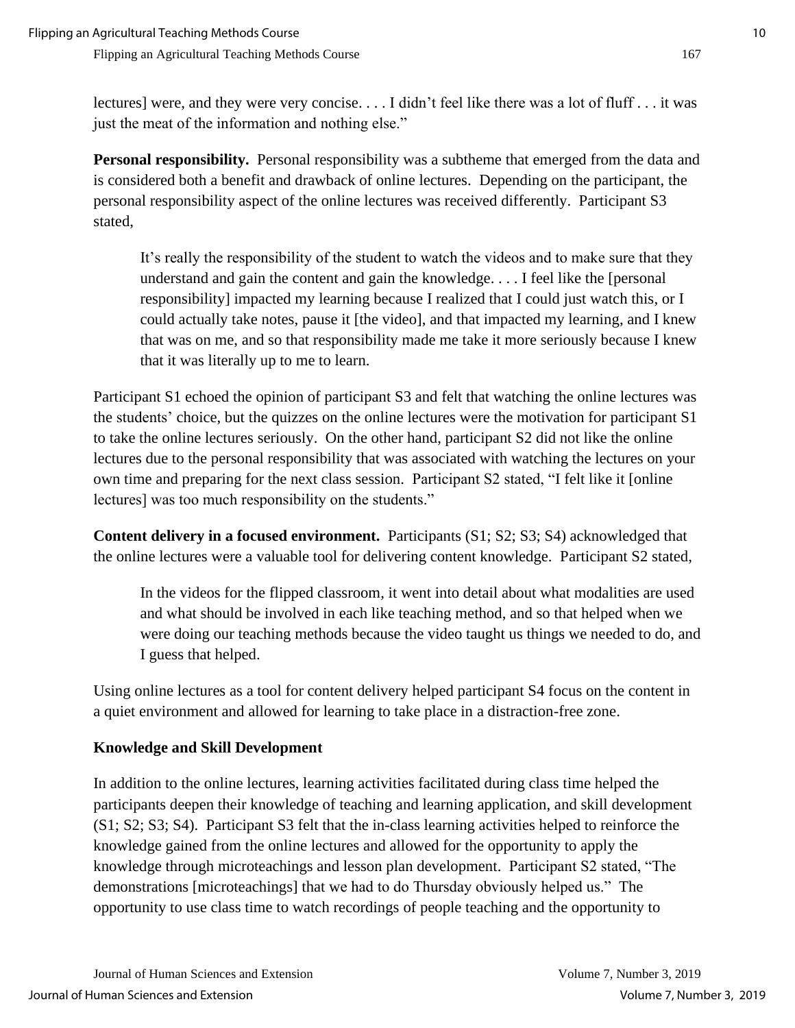lectures] were, and they were very concise. . . . I didn't feel like there was a lot of fluff . . . it was just the meat of the information and nothing else."

**Personal responsibility.** Personal responsibility was a subtheme that emerged from the data and is considered both a benefit and drawback of online lectures. Depending on the participant, the personal responsibility aspect of the online lectures was received differently. Participant S3 stated,

> It's really the responsibility of the student to watch the videos and to make sure that they understand and gain the content and gain the knowledge. . . . I feel like the [personal responsibility] impacted my learning because I realized that I could just watch this, or I could actually take notes, pause it [the video], and that impacted my learning, and I knew that was on me, and so that responsibility made me take it more seriously because I knew that it was literally up to me to learn.

Participant S1 echoed the opinion of participant S3 and felt that watching the online lectures was the students' choice, but the quizzes on the online lectures were the motivation for participant S1 to take the online lectures seriously. On the other hand, participant S2 did not like the online lectures due to the personal responsibility that was associated with watching the lectures on your own time and preparing for the next class session. Participant S2 stated, "I felt like it [online lectures] was too much responsibility on the students."

**Content delivery in a focused environment.** Participants (S1; S2; S3; S4) acknowledged that the online lectures were a valuable tool for delivering content knowledge. Participant S2 stated,

> In the videos for the flipped classroom, it went into detail about what modalities are used and what should be involved in each like teaching method, and so that helped when we were doing our teaching methods because the video taught us things we needed to do, and I guess that helped.

Using online lectures as a tool for content delivery helped participant S4 focus on the content in a quiet environment and allowed for learning to take place in a distraction-free zone.

### Knowledge and Skill Development

In addition to the online lectures, learning activities facilitated during class time helped the participants deepen their knowledge of teaching and learning application, and skill development (S1; S2; S3; S4). Participant S3 felt that the in-class learning activities helped to reinforce the knowledge gained from the online lectures and allowed for the opportunity to apply the knowledge through microteachings and lesson plan development. Participant S2 stated, "The demonstrations [microteachings] that we had to do Thursday obviously helped us." The opportunity to use class time to watch recordings of people teaching and the opportunity to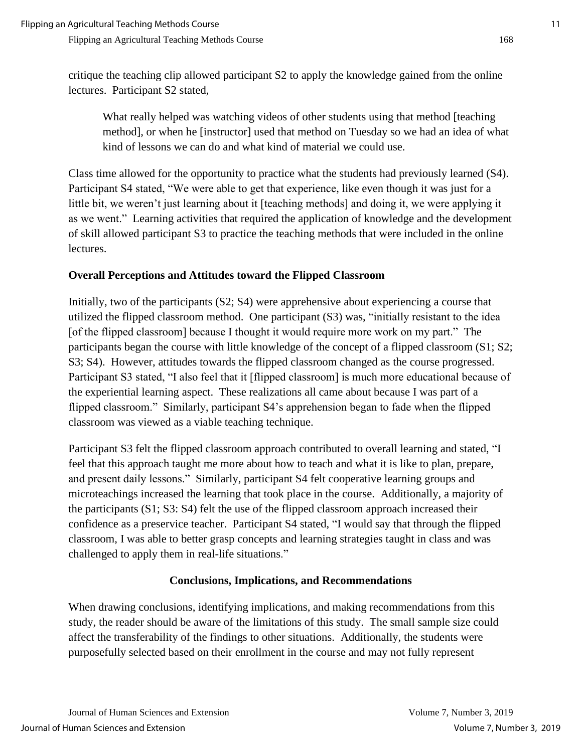critique the teaching clip allowed participant S2 to apply the knowledge gained from the online lectures. Participant S2 stated,

> What really helped was watching videos of other students using that method [teaching method], or when he [instructor] used that method on Tuesday so we had an idea of what kind of lessons we can do and what kind of material we could use.

Class time allowed for the opportunity to practice what the students had previously learned (S4). Participant S4 stated, "We were able to get that experience, like even though it was just for a little bit, we weren't just learning about it [teaching methods] and doing it, we were applying it as we went." Learning activities that required the application of knowledge and the development of skill allowed participant S3 to practice the teaching methods that were included in the online lectures.

### Overall Perceptions and Attitudes toward the Flipped Classroom

Initially, two of the participants (S2; S4) were apprehensive about experiencing a course that utilized the flipped classroom method. One participant (S3) was, "initially resistant to the idea [of the flipped classroom] because I thought it would require more work on my part." The participants began the course with little knowledge of the concept of a flipped classroom (S1; S2; S3; S4). However, attitudes towards the flipped classroom changed as the course progressed. Participant S3 stated, "I also feel that it [flipped classroom] is much more educational because of the experiential learning aspect. These realizations all came about because I was part of a flipped classroom." Similarly, participant S4's apprehension began to fade when the flipped classroom was viewed as a viable teaching technique.

Participant S3 felt the flipped classroom approach contributed to overall learning and stated, "I feel that this approach taught me more about how to teach and what it is like to plan, prepare, and present daily lessons." Similarly, participant S4 felt cooperative learning groups and microteachings increased the learning that took place in the course. Additionally, a majority of the participants (S1; S3: S4) felt the use of the flipped classroom approach increased their confidence as a preservice teacher. Participant S4 stated, "I would say that through the flipped classroom, I was able to better grasp concepts and learning strategies taught in class and was challenged to apply them in real-life situations."

## Conclusions, Implications, and Recommendations

When drawing conclusions, identifying implications, and making recommendations from this study, the reader should be aware of the limitations of this study. The small sample size could affect the transferability of the findings to other situations. Additionally, the students were purposefully selected based on their enrollment in the course and may not fully represent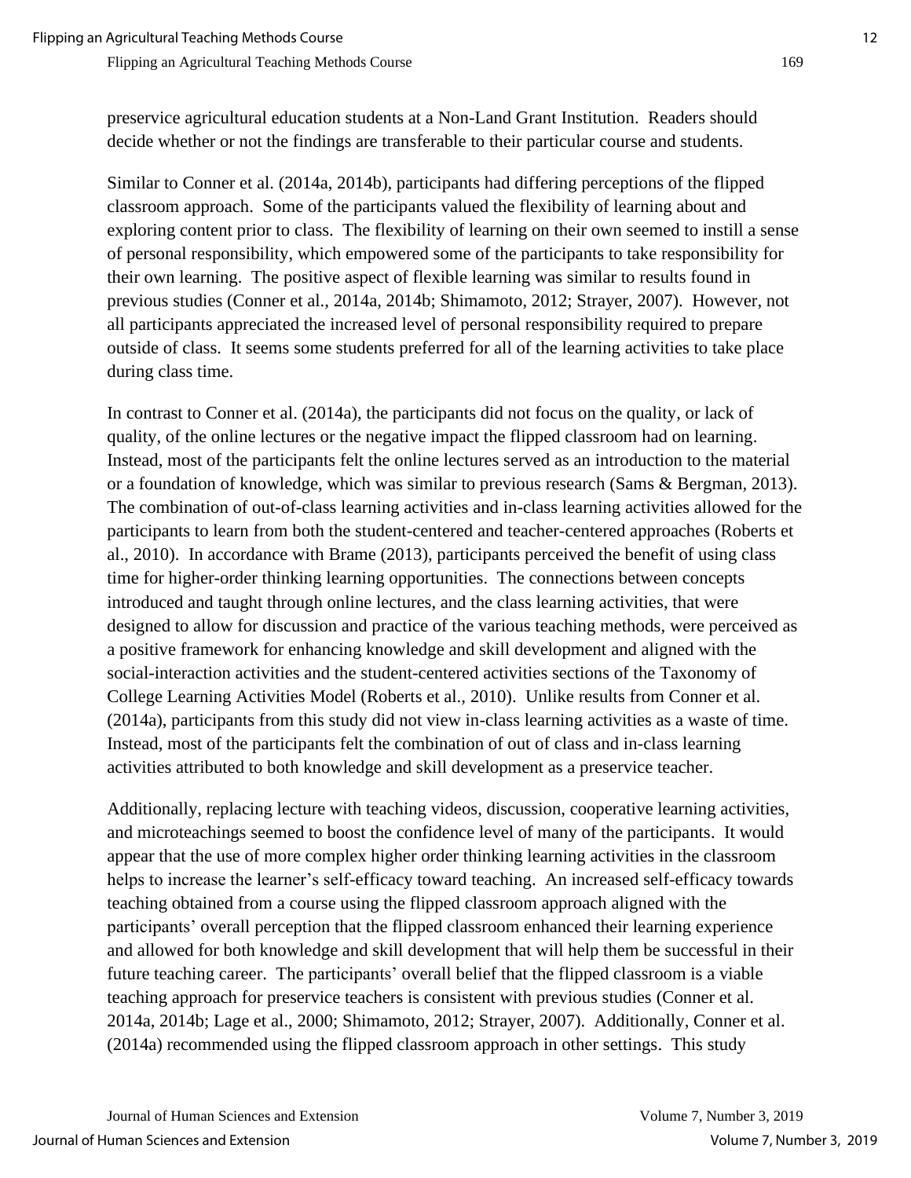preservice agricultural education students at a Non-Land Grant Institution. Readers should decide whether or not the findings are transferable to their particular course and students.

Similar to Conner et al. (2014a, 2014b), participants had differing perceptions of the flipped classroom approach. Some of the participants valued the flexibility of learning about and exploring content prior to class. The flexibility of learning on their own seemed to instill a sense of personal responsibility, which empowered some of the participants to take responsibility for their own learning. The positive aspect of flexible learning was similar to results found in previous studies (Conner et al., 2014a, 2014b; Shimamoto, 2012; Strayer, 2007). However, not all participants appreciated the increased level of personal responsibility required to prepare outside of class. It seems some students preferred for all of the learning activities to take place during class time.

In contrast to Conner et al. (2014a), the participants did not focus on the quality, or lack of quality, of the online lectures or the negative impact the flipped classroom had on learning. Instead, most of the participants felt the online lectures served as an introduction to the material or a foundation of knowledge, which was similar to previous research (Sams & Bergman, 2013). The combination of out-of-class learning activities and in-class learning activities allowed for the participants to learn from both the student-centered and teacher-centered approaches (Roberts et al., 2010). In accordance with Brame (2013), participants perceived the benefit of using class time for higher-order thinking learning opportunities. The connections between concepts introduced and taught through online lectures, and the class learning activities, that were designed to allow for discussion and practice of the various teaching methods, were perceived as a positive framework for enhancing knowledge and skill development and aligned with the social-interaction activities and the student-centered activities sections of the Taxonomy of College Learning Activities Model (Roberts et al., 2010). Unlike results from Conner et al. (2014a), participants from this study did not view in-class learning activities as a waste of time. Instead, most of the participants felt the combination of out of class and in-class learning activities attributed to both knowledge and skill development as a preservice teacher.

Additionally, replacing lecture with teaching videos, discussion, cooperative learning activities, and microteachings seemed to boost the confidence level of many of the participants. It would appear that the use of more complex higher order thinking learning activities in the classroom helps to increase the learner's self-efficacy toward teaching. An increased self-efficacy towards teaching obtained from a course using the flipped classroom approach aligned with the participants' overall perception that the flipped classroom enhanced their learning experience and allowed for both knowledge and skill development that will help them be successful in their future teaching career. The participants' overall belief that the flipped classroom is a viable teaching approach for preservice teachers is consistent with previous studies (Conner et al. 2014a, 2014b; Lage et al., 2000; Shimamoto, 2012; Strayer, 2007). Additionally, Conner et al. (2014a) recommended using the flipped classroom approach in other settings. This study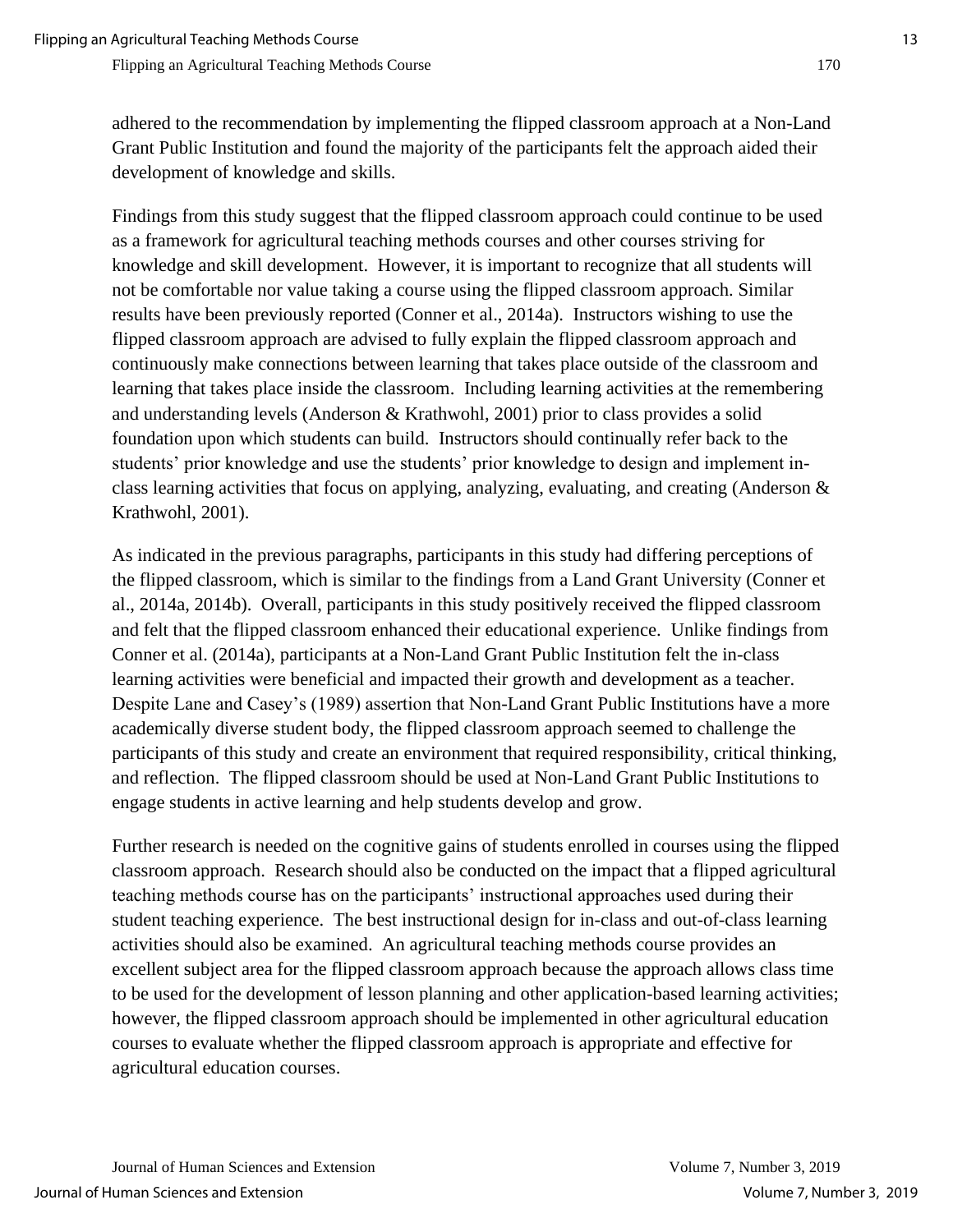adhered to the recommendation by implementing the flipped classroom approach at a Non-Land Grant Public Institution and found the majority of the participants felt the approach aided their development of knowledge and skills.

Findings from this study suggest that the flipped classroom approach could continue to be used as a framework for agricultural teaching methods courses and other courses striving for knowledge and skill development. However, it is important to recognize that all students will not be comfortable nor value taking a course using the flipped classroom approach. Similar results have been previously reported (Conner et al., 2014a). Instructors wishing to use the flipped classroom approach are advised to fully explain the flipped classroom approach and continuously make connections between learning that takes place outside of the classroom and learning that takes place inside the classroom. Including learning activities at the remembering and understanding levels (Anderson & Krathwohl, 2001) prior to class provides a solid foundation upon which students can build. Instructors should continually refer back to the students' prior knowledge and use the students' prior knowledge to design and implement in-class learning activities that focus on applying, analyzing, evaluating, and creating (Anderson & Krathwohl, 2001).

As indicated in the previous paragraphs, participants in this study had differing perceptions of the flipped classroom, which is similar to the findings from a Land Grant University (Conner et al., 2014a, 2014b). Overall, participants in this study positively received the flipped classroom and felt that the flipped classroom enhanced their educational experience. Unlike findings from Conner et al. (2014a), participants at a Non-Land Grant Public Institution felt the in-class learning activities were beneficial and impacted their growth and development as a teacher. Despite Lane and Casey's (1989) assertion that Non-Land Grant Public Institutions have a more academically diverse student body, the flipped classroom approach seemed to challenge the participants of this study and create an environment that required responsibility, critical thinking, and reflection. The flipped classroom should be used at Non-Land Grant Public Institutions to engage students in active learning and help students develop and grow.

Further research is needed on the cognitive gains of students enrolled in courses using the flipped classroom approach. Research should also be conducted on the impact that a flipped agricultural teaching methods course has on the participants' instructional approaches used during their student teaching experience. The best instructional design for in-class and out-of-class learning activities should also be examined. An agricultural teaching methods course provides an excellent subject area for the flipped classroom approach because the approach allows class time to be used for the development of lesson planning and other application-based learning activities; however, the flipped classroom approach should be implemented in other agricultural education courses to evaluate whether the flipped classroom approach is appropriate and effective for agricultural education courses.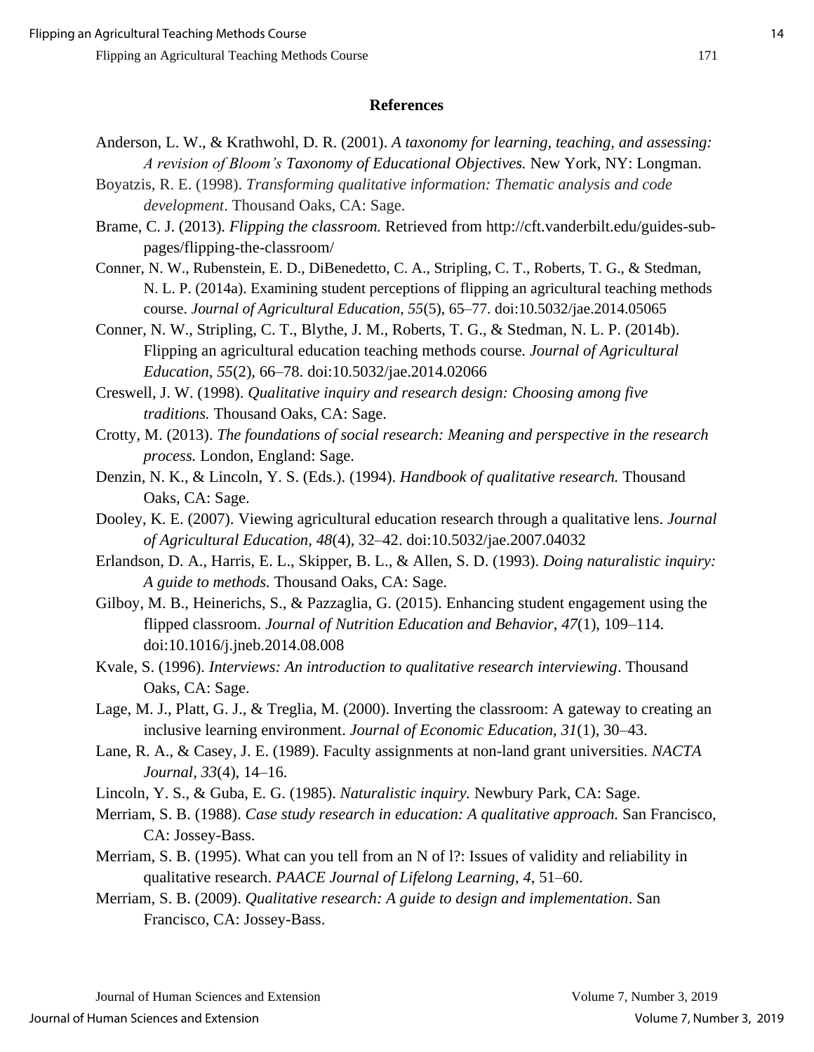## References

Anderson, L. W., & Krathwohl, D. R. (2001). *A taxonomy for learning, teaching, and assessing: A revision of Bloom's Taxonomy of Educational Objectives.* New York, NY: Longman.

Boyatzis, R. E. (1998). *Transforming qualitative information: Thematic analysis and code development*. Thousand Oaks, CA: Sage.

Brame, C. J. (2013). *Flipping the classroom.* Retrieved from http://cft.vanderbilt.edu/guides-sub-pages/flipping-the-classroom/

Conner, N. W., Rubenstein, E. D., DiBenedetto, C. A., Stripling, C. T., Roberts, T. G., & Stedman, N. L. P. (2014a). Examining student perceptions of flipping an agricultural teaching methods course. *Journal of Agricultural Education, 55*(5), 65–77. doi:10.5032/jae.2014.05065

Conner, N. W., Stripling, C. T., Blythe, J. M., Roberts, T. G., & Stedman, N. L. P. (2014b). Flipping an agricultural education teaching methods course. *Journal of Agricultural Education, 55*(2), 66–78. doi:10.5032/jae.2014.02066

Creswell, J. W. (1998). *Qualitative inquiry and research design: Choosing among five traditions.* Thousand Oaks, CA: Sage.

Crotty, M. (2013). *The foundations of social research: Meaning and perspective in the research process.* London, England: Sage.

Denzin, N. K., & Lincoln, Y. S. (Eds.). (1994). *Handbook of qualitative research.* Thousand Oaks, CA: Sage.

Dooley, K. E. (2007). Viewing agricultural education research through a qualitative lens. *Journal of Agricultural Education*, *48*(4), 32–42. doi:10.5032/jae.2007.04032

Erlandson, D. A., Harris, E. L., Skipper, B. L., & Allen, S. D. (1993). *Doing naturalistic inquiry: A guide to methods.* Thousand Oaks, CA: Sage.

Gilboy, M. B., Heinerichs, S., & Pazzaglia, G. (2015). Enhancing student engagement using the flipped classroom. *Journal of Nutrition Education and Behavior*, *47*(1), 109–114. doi:10.1016/j.jneb.2014.08.008

Kvale, S. (1996). *Interviews: An introduction to qualitative research interviewing*. Thousand Oaks, CA: Sage.

Lage, M. J., Platt, G. J., & Treglia, M. (2000). Inverting the classroom: A gateway to creating an inclusive learning environment. *Journal of Economic Education, 31*(1), 30–43.

Lane, R. A., & Casey, J. E. (1989). Faculty assignments at non-land grant universities. *NACTA Journal*, *33*(4), 14–16.

Lincoln, Y. S., & Guba, E. G. (1985). *Naturalistic inquiry.* Newbury Park, CA: Sage.

Merriam, S. B. (1988). *Case study research in education: A qualitative approach.* San Francisco, CA: Jossey-Bass.

Merriam, S. B. (1995). What can you tell from an N of l?: Issues of validity and reliability in qualitative research. *PAACE Journal of Lifelong Learning*, *4*, 51–60.

Merriam, S. B. (2009). *Qualitative research: A guide to design and implementation*. San Francisco, CA: Jossey-Bass.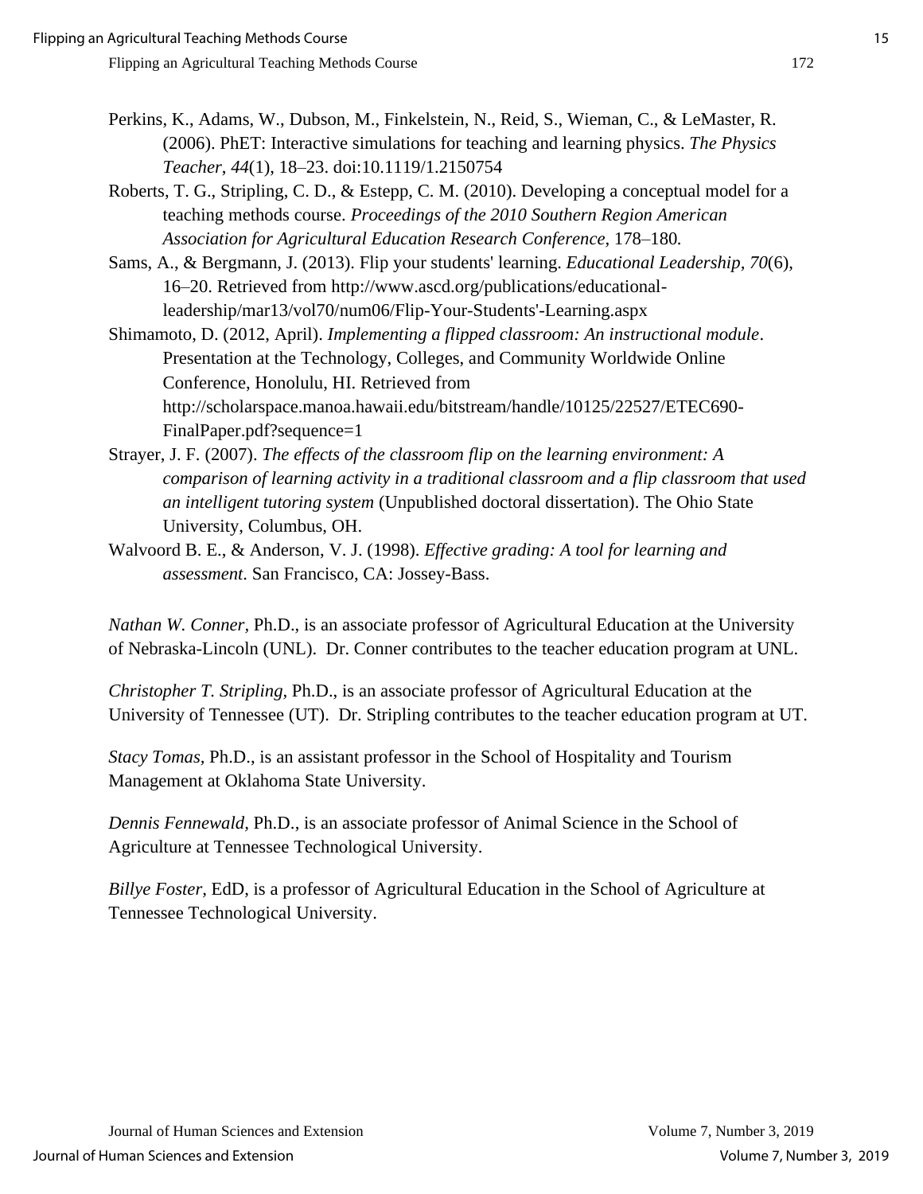Perkins, K., Adams, W., Dubson, M., Finkelstein, N., Reid, S., Wieman, C., & LeMaster, R. (2006). PhET: Interactive simulations for teaching and learning physics. *The Physics Teacher*, *44*(1), 18–23. doi:10.1119/1.2150754

Roberts, T. G., Stripling, C. D., & Estepp, C. M. (2010). Developing a conceptual model for a teaching methods course. *Proceedings of the 2010 Southern Region American Association for Agricultural Education Research Conference*, 178–180.

Sams, A., & Bergmann, J. (2013). Flip your students' learning. *Educational Leadership*, *70*(6), 16–20. Retrieved from http://www.ascd.org/publications/educational-leadership/mar13/vol70/num06/Flip-Your-Students'-Learning.aspx

Shimamoto, D. (2012, April). *Implementing a flipped classroom: An instructional module*. Presentation at the Technology, Colleges, and Community Worldwide Online Conference, Honolulu, HI. Retrieved from http://scholarspace.manoa.hawaii.edu/bitstream/handle/10125/22527/ETEC690-FinalPaper.pdf?sequence=1

Strayer, J. F. (2007). *The effects of the classroom flip on the learning environment: A comparison of learning activity in a traditional classroom and a flip classroom that used an intelligent tutoring system* (Unpublished doctoral dissertation). The Ohio State University, Columbus, OH.

Walvoord B. E., & Anderson, V. J. (1998). *Effective grading: A tool for learning and assessment*. San Francisco, CA: Jossey-Bass.

*Nathan W. Conner*, Ph.D., is an associate professor of Agricultural Education at the University of Nebraska-Lincoln (UNL). Dr. Conner contributes to the teacher education program at UNL.

*Christopher T. Stripling,* Ph.D., is an associate professor of Agricultural Education at the University of Tennessee (UT). Dr. Stripling contributes to the teacher education program at UT.

*Stacy Tomas,* Ph.D., is an assistant professor in the School of Hospitality and Tourism Management at Oklahoma State University.

*Dennis Fennewald,* Ph.D., is an associate professor of Animal Science in the School of Agriculture at Tennessee Technological University.

*Billye Foster,* EdD, is a professor of Agricultural Education in the School of Agriculture at Tennessee Technological University.